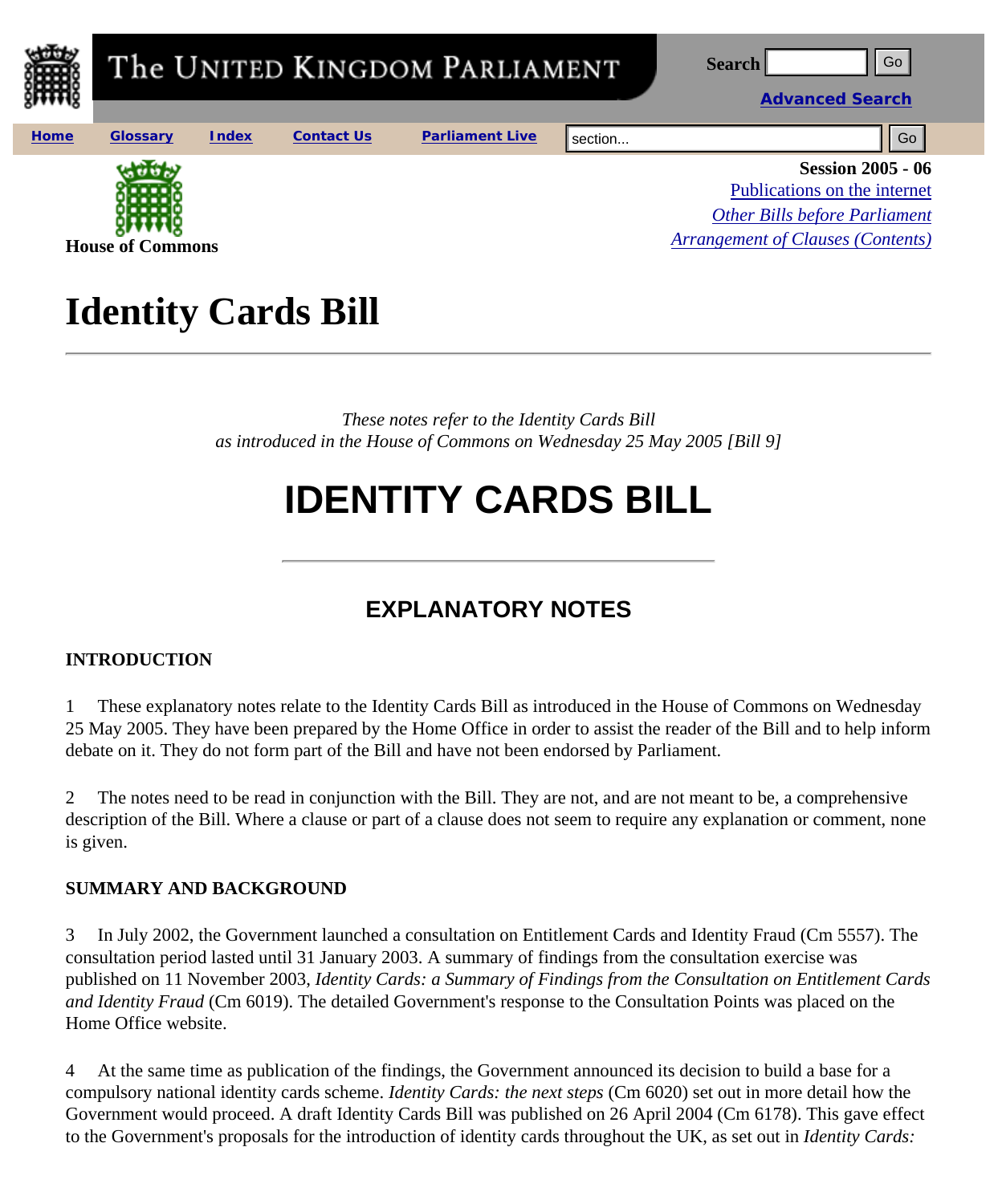House of Commons

Session 2005 - 06

Publications on the internet

*Other Bills before Parliament*

*Arrangement of Clauses (Contents)*

# Identity Cards Bill

*These notes refer to the Identity Cards Bill as introduced in the House of Commons on Wednesday 25 May 2005 [Bill 9]*

# IDENTITY CARDS BILL

## EXPLANATORY NOTES

**INTRODUCTION**

1 These explanatory notes relate to the Identity Cards Bill as introduced in the House of Commons on Wednesday 25 May 2005. They have been prepared by the Home Office in order to assist the reader of the Bill and to help inform debate on it. They do not form part of the Bill and have not been endorsed by Parliament.

2 The notes need to be read in conjunction with the Bill. They are not, and are not meant to be, a comprehensive description of the Bill. Where a clause or part of a clause does not seem to require any explanation or comment, none is given.

**SUMMARY AND BACKGROUND**

3 In July 2002, the Government launched a consultation on Entitlement Cards and Identity Fraud (Cm 5557). The consultation period lasted until 31 January 2003. A summary of findings from the consultation exercise was published on 11 November 2003, *Identity Cards: a Summary of Findings from the Consultation on Entitlement Cards and Identity Fraud* (Cm 6019). The detailed Government's response to the Consultation Points was placed on the Home Office website.

4 At the same time as publication of the findings, the Government announced its decision to build a base for a compulsory national identity cards scheme. *Identity Cards: the next steps* (Cm 6020) set out in more detail how the Government would proceed. A draft Identity Cards Bill was published on 26 April 2004 (Cm 6178). This gave effect to the Government's proposals for the introduction of identity cards throughout the UK, as set out in *Identity Cards:*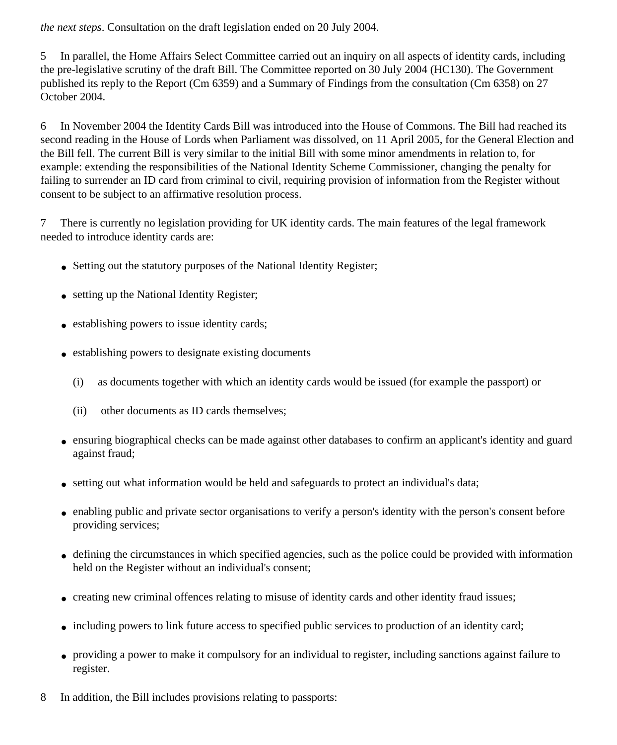*the next steps*. Consultation on the draft legislation ended on 20 July 2004.

5 In parallel, the Home Affairs Select Committee carried out an inquiry on all aspects of identity cards, including the pre-legislative scrutiny of the draft Bill. The Committee reported on 30 July 2004 (HC130). The Government published its reply to the Report (Cm 6359) and a Summary of Findings from the consultation (Cm 6358) on 27 October 2004.

6 In November 2004 the Identity Cards Bill was introduced into the House of Commons. The Bill had reached its second reading in the House of Lords when Parliament was dissolved, on 11 April 2005, for the General Election and the Bill fell. The current Bill is very similar to the initial Bill with some minor amendments in relation to, for example: extending the responsibilities of the National Identity Scheme Commissioner, changing the penalty for failing to surrender an ID card from criminal to civil, requiring provision of information from the Register without consent to be subject to an affirmative resolution process.

7 There is currently no legislation providing for UK identity cards. The main features of the legal framework needed to introduce identity cards are:

- Setting out the statutory purposes of the National Identity Register;
- setting up the National Identity Register;
- establishing powers to issue identity cards;
- establishing powers to designate existing documents

  (i) as documents together with which an identity cards would be issued (for example the passport) or

  (ii) other documents as ID cards themselves;
- ensuring biographical checks can be made against other databases to confirm an applicant's identity and guard against fraud;
- setting out what information would be held and safeguards to protect an individual's data;
- enabling public and private sector organisations to verify a person's identity with the person's consent before providing services;
- defining the circumstances in which specified agencies, such as the police could be provided with information held on the Register without an individual's consent;
- creating new criminal offences relating to misuse of identity cards and other identity fraud issues;
- including powers to link future access to specified public services to production of an identity card;
- providing a power to make it compulsory for an individual to register, including sanctions against failure to register.

8 In addition, the Bill includes provisions relating to passports: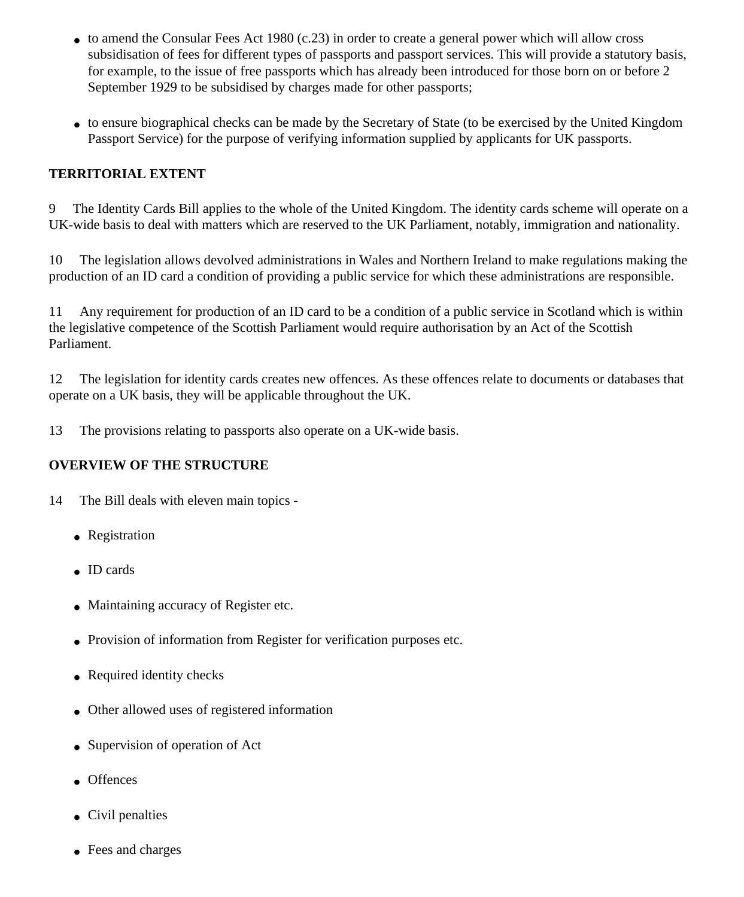- to amend the Consular Fees Act 1980 (c.23) in order to create a general power which will allow cross subsidisation of fees for different types of passports and passport services. This will provide a statutory basis, for example, to the issue of free passports which has already been introduced for those born on or before 2 September 1929 to be subsidised by charges made for other passports;

- to ensure biographical checks can be made by the Secretary of State (to be exercised by the United Kingdom Passport Service) for the purpose of verifying information supplied by applicants for UK passports.

**TERRITORIAL EXTENT**

9 The Identity Cards Bill applies to the whole of the United Kingdom. The identity cards scheme will operate on a UK-wide basis to deal with matters which are reserved to the UK Parliament, notably, immigration and nationality.

10 The legislation allows devolved administrations in Wales and Northern Ireland to make regulations making the production of an ID card a condition of providing a public service for which these administrations are responsible.

11 Any requirement for production of an ID card to be a condition of a public service in Scotland which is within the legislative competence of the Scottish Parliament would require authorisation by an Act of the Scottish Parliament.

12 The legislation for identity cards creates new offences. As these offences relate to documents or databases that operate on a UK basis, they will be applicable throughout the UK.

13 The provisions relating to passports also operate on a UK-wide basis.

**OVERVIEW OF THE STRUCTURE**

14 The Bill deals with eleven main topics -

- Registration
- ID cards
- Maintaining accuracy of Register etc.
- Provision of information from Register for verification purposes etc.
- Required identity checks
- Other allowed uses of registered information
- Supervision of operation of Act
- Offences
- Civil penalties
- Fees and charges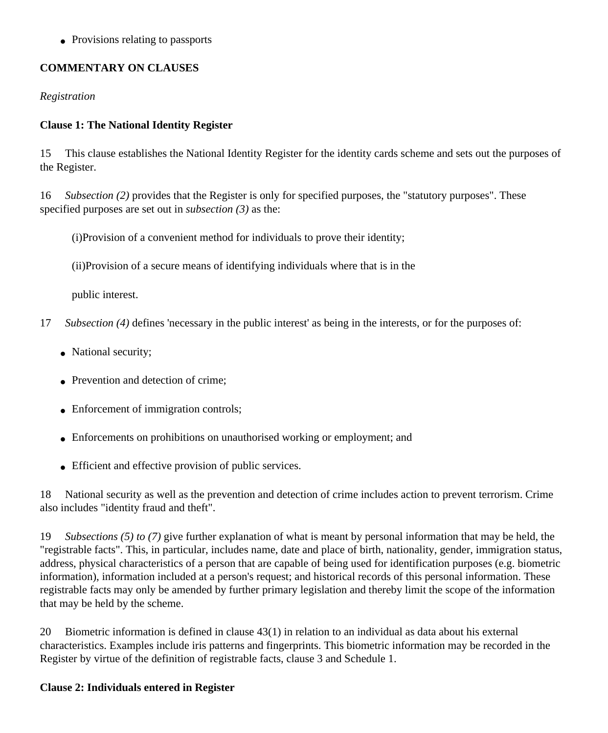- Provisions relating to passports

**COMMENTARY ON CLAUSES**

*Registration*

**Clause 1: The National Identity Register**

15 This clause establishes the National Identity Register for the identity cards scheme and sets out the purposes of the Register.

16 *Subsection (2)* provides that the Register is only for specified purposes, the "statutory purposes". These specified purposes are set out in *subsection (3)* as the:

(i)Provision of a convenient method for individuals to prove their identity;

(ii)Provision of a secure means of identifying individuals where that is in the

public interest.

17 *Subsection (4)* defines 'necessary in the public interest' as being in the interests, or for the purposes of:

- National security;
- Prevention and detection of crime;
- Enforcement of immigration controls;
- Enforcements on prohibitions on unauthorised working or employment; and
- Efficient and effective provision of public services.

18 National security as well as the prevention and detection of crime includes action to prevent terrorism. Crime also includes "identity fraud and theft".

19 *Subsections (5) to (7)* give further explanation of what is meant by personal information that may be held, the "registrable facts". This, in particular, includes name, date and place of birth, nationality, gender, immigration status, address, physical characteristics of a person that are capable of being used for identification purposes (e.g. biometric information), information included at a person's request; and historical records of this personal information. These registrable facts may only be amended by further primary legislation and thereby limit the scope of the information that may be held by the scheme.

20 Biometric information is defined in clause 43(1) in relation to an individual as data about his external characteristics. Examples include iris patterns and fingerprints. This biometric information may be recorded in the Register by virtue of the definition of registrable facts, clause 3 and Schedule 1.

**Clause 2: Individuals entered in Register**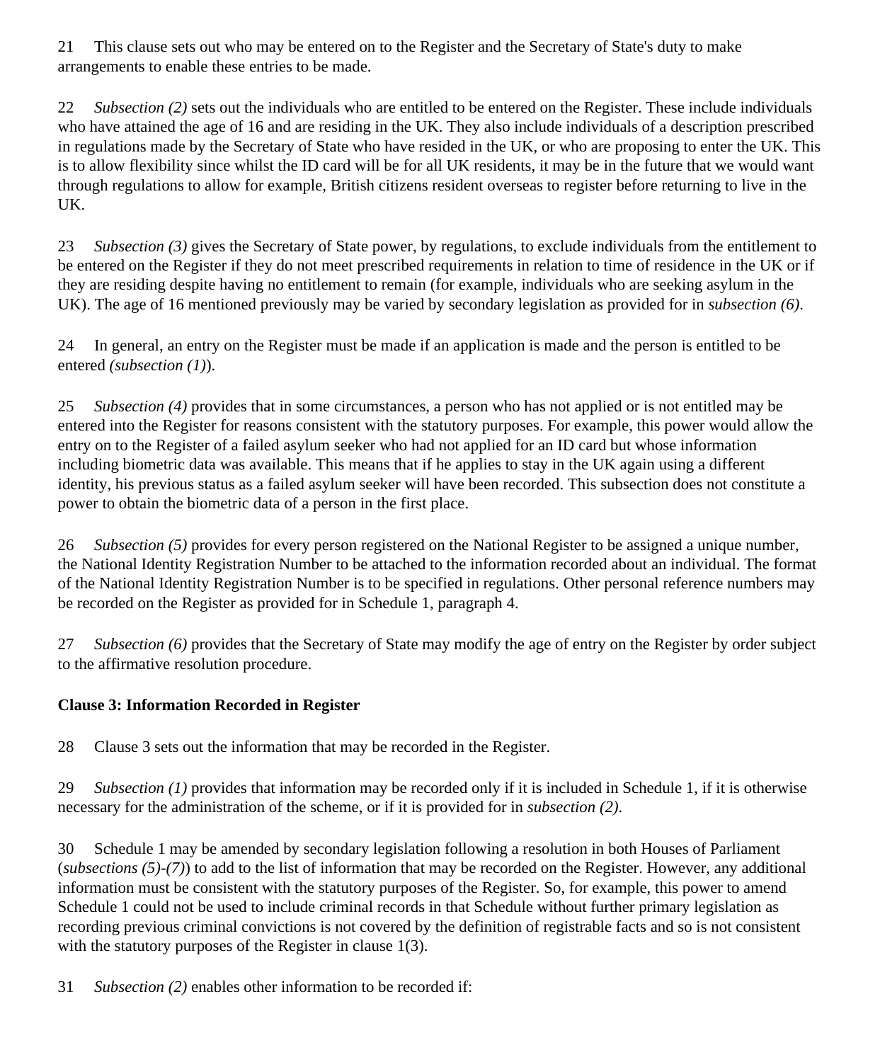21 This clause sets out who may be entered on to the Register and the Secretary of State's duty to make arrangements to enable these entries to be made.

22 *Subsection (2)* sets out the individuals who are entitled to be entered on the Register. These include individuals who have attained the age of 16 and are residing in the UK. They also include individuals of a description prescribed in regulations made by the Secretary of State who have resided in the UK, or who are proposing to enter the UK. This is to allow flexibility since whilst the ID card will be for all UK residents, it may be in the future that we would want through regulations to allow for example, British citizens resident overseas to register before returning to live in the UK.

23 *Subsection (3)* gives the Secretary of State power, by regulations, to exclude individuals from the entitlement to be entered on the Register if they do not meet prescribed requirements in relation to time of residence in the UK or if they are residing despite having no entitlement to remain (for example, individuals who are seeking asylum in the UK). The age of 16 mentioned previously may be varied by secondary legislation as provided for in *subsection (6)*.

24 In general, an entry on the Register must be made if an application is made and the person is entitled to be entered *(subsection (1)*).

25 *Subsection (4)* provides that in some circumstances, a person who has not applied or is not entitled may be entered into the Register for reasons consistent with the statutory purposes. For example, this power would allow the entry on to the Register of a failed asylum seeker who had not applied for an ID card but whose information including biometric data was available. This means that if he applies to stay in the UK again using a different identity, his previous status as a failed asylum seeker will have been recorded. This subsection does not constitute a power to obtain the biometric data of a person in the first place.

26 *Subsection (5)* provides for every person registered on the National Register to be assigned a unique number, the National Identity Registration Number to be attached to the information recorded about an individual. The format of the National Identity Registration Number is to be specified in regulations. Other personal reference numbers may be recorded on the Register as provided for in Schedule 1, paragraph 4.

27 *Subsection (6)* provides that the Secretary of State may modify the age of entry on the Register by order subject to the affirmative resolution procedure.

**Clause 3: Information Recorded in Register**

28 Clause 3 sets out the information that may be recorded in the Register.

29 *Subsection (1)* provides that information may be recorded only if it is included in Schedule 1, if it is otherwise necessary for the administration of the scheme, or if it is provided for in *subsection (2)*.

30 Schedule 1 may be amended by secondary legislation following a resolution in both Houses of Parliament (*subsections (5)-(7)*) to add to the list of information that may be recorded on the Register. However, any additional information must be consistent with the statutory purposes of the Register. So, for example, this power to amend Schedule 1 could not be used to include criminal records in that Schedule without further primary legislation as recording previous criminal convictions is not covered by the definition of registrable facts and so is not consistent with the statutory purposes of the Register in clause 1(3).

31 *Subsection (2)* enables other information to be recorded if: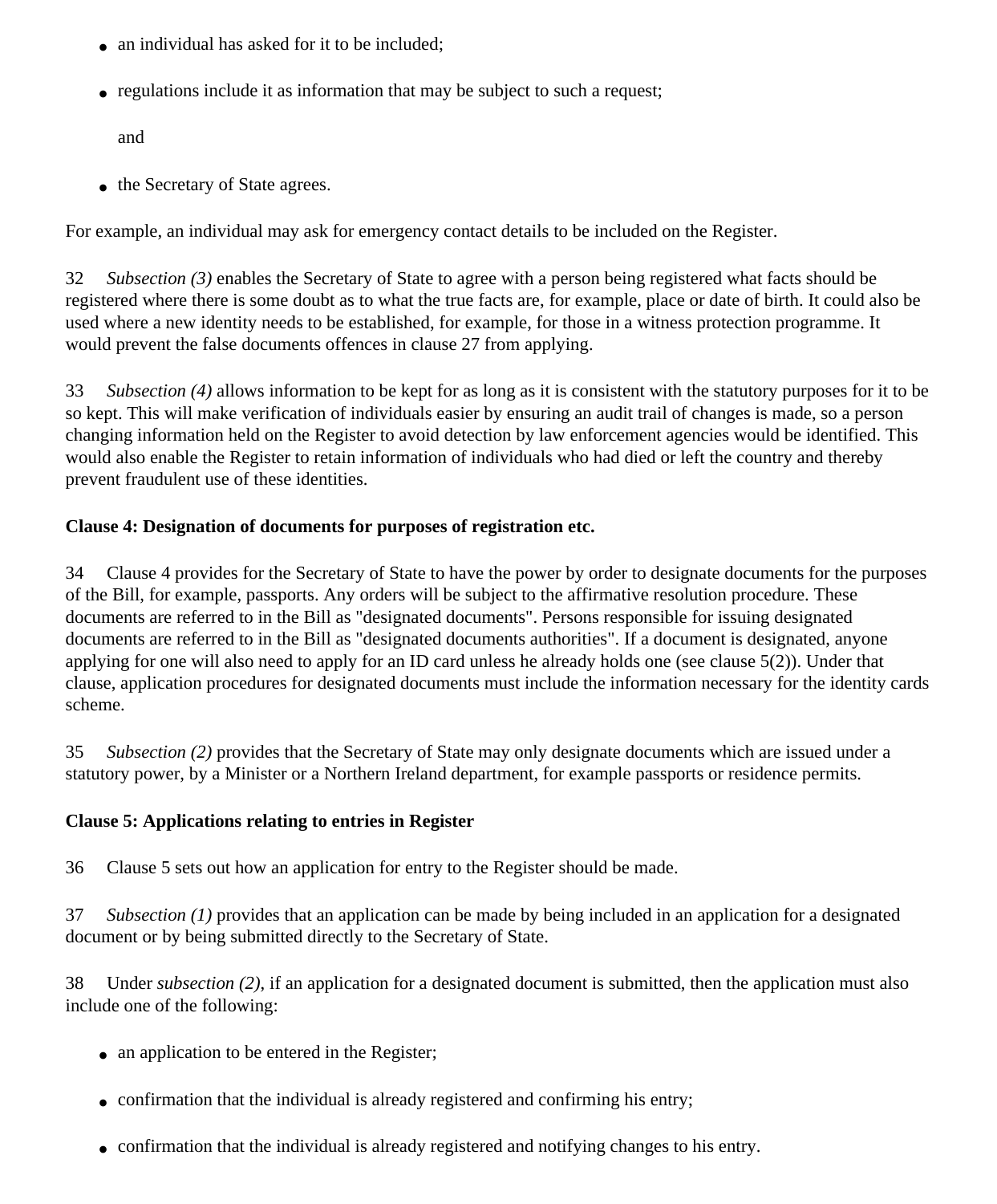- an individual has asked for it to be included;
- regulations include it as information that may be subject to such a request;

  and
- the Secretary of State agrees.

For example, an individual may ask for emergency contact details to be included on the Register.

32 *Subsection (3)* enables the Secretary of State to agree with a person being registered what facts should be registered where there is some doubt as to what the true facts are, for example, place or date of birth. It could also be used where a new identity needs to be established, for example, for those in a witness protection programme. It would prevent the false documents offences in clause 27 from applying.

33 *Subsection (4)* allows information to be kept for as long as it is consistent with the statutory purposes for it to be so kept. This will make verification of individuals easier by ensuring an audit trail of changes is made, so a person changing information held on the Register to avoid detection by law enforcement agencies would be identified. This would also enable the Register to retain information of individuals who had died or left the country and thereby prevent fraudulent use of these identities.

**Clause 4: Designation of documents for purposes of registration etc.**

34 Clause 4 provides for the Secretary of State to have the power by order to designate documents for the purposes of the Bill, for example, passports. Any orders will be subject to the affirmative resolution procedure. These documents are referred to in the Bill as "designated documents". Persons responsible for issuing designated documents are referred to in the Bill as "designated documents authorities". If a document is designated, anyone applying for one will also need to apply for an ID card unless he already holds one (see clause 5(2)). Under that clause, application procedures for designated documents must include the information necessary for the identity cards scheme.

35 *Subsection (2)* provides that the Secretary of State may only designate documents which are issued under a statutory power, by a Minister or a Northern Ireland department, for example passports or residence permits.

**Clause 5: Applications relating to entries in Register**

36 Clause 5 sets out how an application for entry to the Register should be made.

37 *Subsection (1)* provides that an application can be made by being included in an application for a designated document or by being submitted directly to the Secretary of State.

38 Under *subsection (2)*, if an application for a designated document is submitted, then the application must also include one of the following:

- an application to be entered in the Register;
- confirmation that the individual is already registered and confirming his entry;
- confirmation that the individual is already registered and notifying changes to his entry.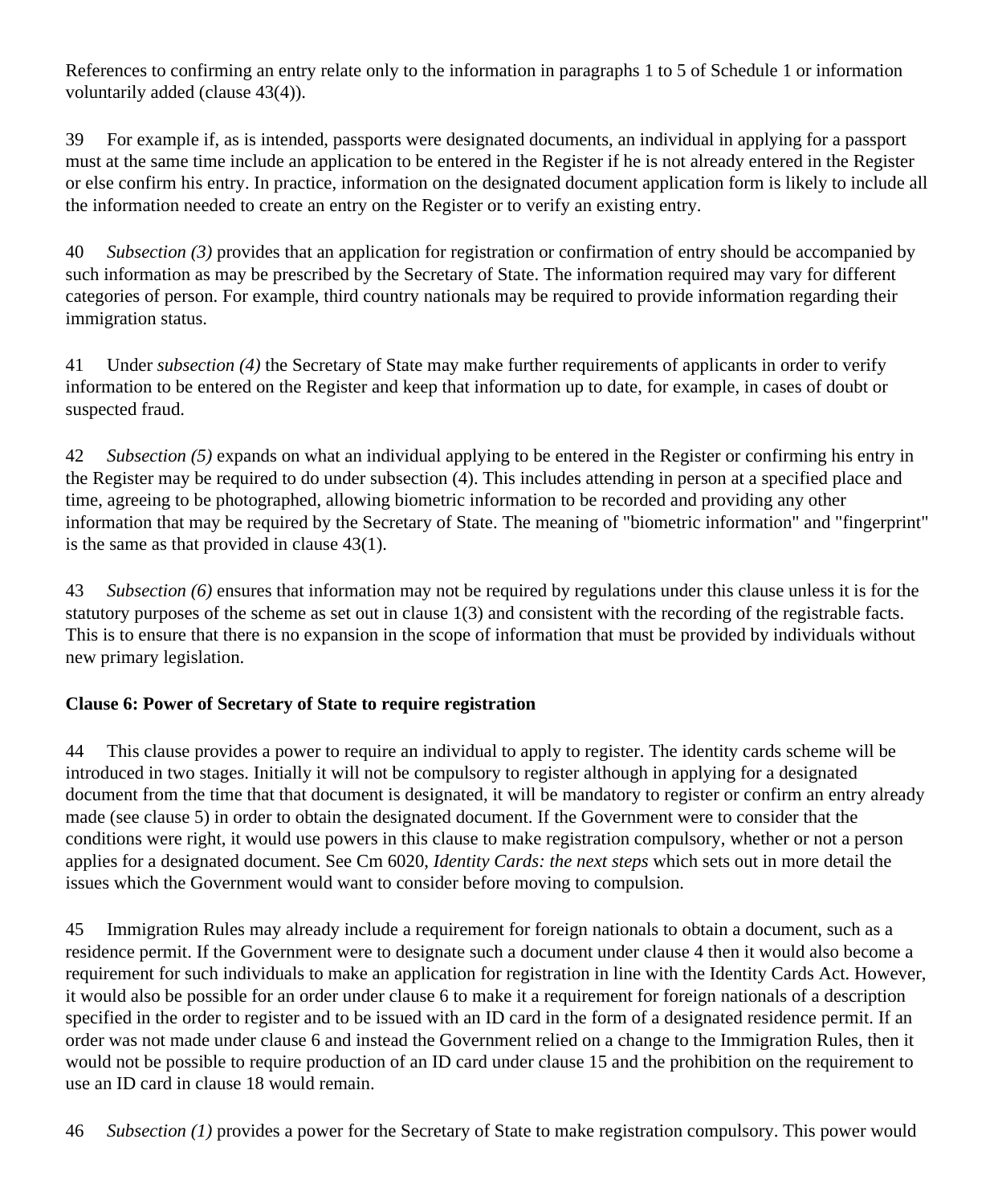References to confirming an entry relate only to the information in paragraphs 1 to 5 of Schedule 1 or information voluntarily added (clause 43(4)).

39 For example if, as is intended, passports were designated documents, an individual in applying for a passport must at the same time include an application to be entered in the Register if he is not already entered in the Register or else confirm his entry. In practice, information on the designated document application form is likely to include all the information needed to create an entry on the Register or to verify an existing entry.

40 *Subsection (3)* provides that an application for registration or confirmation of entry should be accompanied by such information as may be prescribed by the Secretary of State. The information required may vary for different categories of person. For example, third country nationals may be required to provide information regarding their immigration status.

41 Under *subsection (4)* the Secretary of State may make further requirements of applicants in order to verify information to be entered on the Register and keep that information up to date, for example, in cases of doubt or suspected fraud.

42 *Subsection (5)* expands on what an individual applying to be entered in the Register or confirming his entry in the Register may be required to do under subsection (4). This includes attending in person at a specified place and time, agreeing to be photographed, allowing biometric information to be recorded and providing any other information that may be required by the Secretary of State. The meaning of "biometric information" and "fingerprint" is the same as that provided in clause 43(1).

43 *Subsection (6)* ensures that information may not be required by regulations under this clause unless it is for the statutory purposes of the scheme as set out in clause 1(3) and consistent with the recording of the registrable facts. This is to ensure that there is no expansion in the scope of information that must be provided by individuals without new primary legislation.

**Clause 6: Power of Secretary of State to require registration**

44 This clause provides a power to require an individual to apply to register. The identity cards scheme will be introduced in two stages. Initially it will not be compulsory to register although in applying for a designated document from the time that that document is designated, it will be mandatory to register or confirm an entry already made (see clause 5) in order to obtain the designated document. If the Government were to consider that the conditions were right, it would use powers in this clause to make registration compulsory, whether or not a person applies for a designated document. See Cm 6020, *Identity Cards: the next steps* which sets out in more detail the issues which the Government would want to consider before moving to compulsion.

45 Immigration Rules may already include a requirement for foreign nationals to obtain a document, such as a residence permit. If the Government were to designate such a document under clause 4 then it would also become a requirement for such individuals to make an application for registration in line with the Identity Cards Act. However, it would also be possible for an order under clause 6 to make it a requirement for foreign nationals of a description specified in the order to register and to be issued with an ID card in the form of a designated residence permit. If an order was not made under clause 6 and instead the Government relied on a change to the Immigration Rules, then it would not be possible to require production of an ID card under clause 15 and the prohibition on the requirement to use an ID card in clause 18 would remain.

46 *Subsection (1)* provides a power for the Secretary of State to make registration compulsory. This power would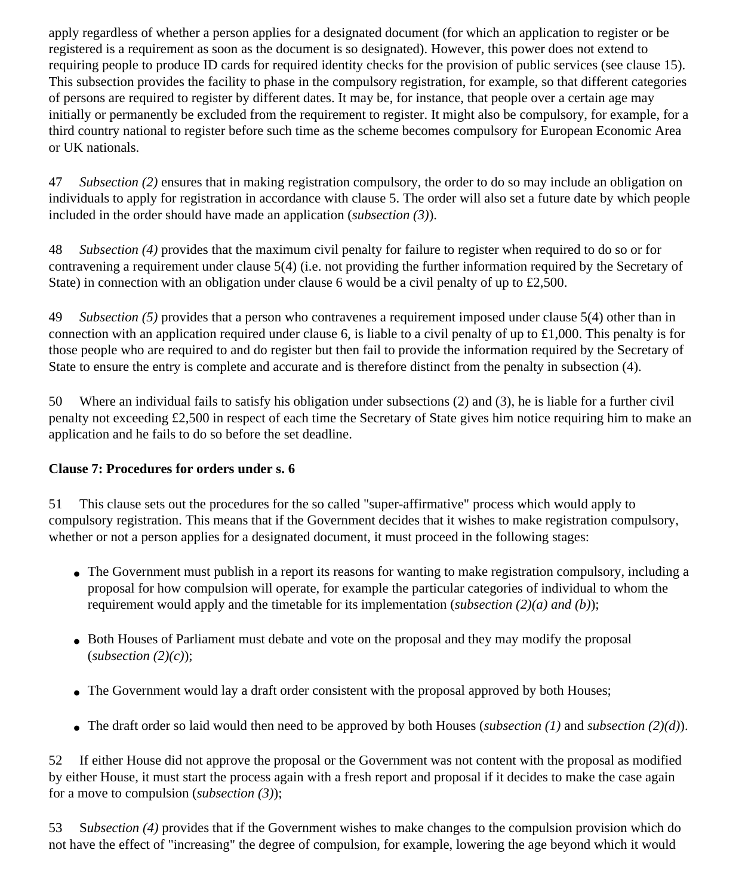apply regardless of whether a person applies for a designated document (for which an application to register or be registered is a requirement as soon as the document is so designated). However, this power does not extend to requiring people to produce ID cards for required identity checks for the provision of public services (see clause 15). This subsection provides the facility to phase in the compulsory registration, for example, so that different categories of persons are required to register by different dates. It may be, for instance, that people over a certain age may initially or permanently be excluded from the requirement to register. It might also be compulsory, for example, for a third country national to register before such time as the scheme becomes compulsory for European Economic Area or UK nationals.

47 *Subsection (2)* ensures that in making registration compulsory, the order to do so may include an obligation on individuals to apply for registration in accordance with clause 5. The order will also set a future date by which people included in the order should have made an application (*subsection (3)*).

48 *Subsection (4)* provides that the maximum civil penalty for failure to register when required to do so or for contravening a requirement under clause 5(4) (i.e. not providing the further information required by the Secretary of State) in connection with an obligation under clause 6 would be a civil penalty of up to £2,500.

49 *Subsection (5)* provides that a person who contravenes a requirement imposed under clause 5(4) other than in connection with an application required under clause 6, is liable to a civil penalty of up to £1,000. This penalty is for those people who are required to and do register but then fail to provide the information required by the Secretary of State to ensure the entry is complete and accurate and is therefore distinct from the penalty in subsection (4).

50 Where an individual fails to satisfy his obligation under subsections (2) and (3), he is liable for a further civil penalty not exceeding £2,500 in respect of each time the Secretary of State gives him notice requiring him to make an application and he fails to do so before the set deadline.

**Clause 7: Procedures for orders under s. 6**

51 This clause sets out the procedures for the so called "super-affirmative" process which would apply to compulsory registration. This means that if the Government decides that it wishes to make registration compulsory, whether or not a person applies for a designated document, it must proceed in the following stages:

- The Government must publish in a report its reasons for wanting to make registration compulsory, including a proposal for how compulsion will operate, for example the particular categories of individual to whom the requirement would apply and the timetable for its implementation (*subsection (2)(a) and (b)*);
- Both Houses of Parliament must debate and vote on the proposal and they may modify the proposal (*subsection (2)(c)*);
- The Government would lay a draft order consistent with the proposal approved by both Houses;
- The draft order so laid would then need to be approved by both Houses (*subsection (1)* and *subsection (2)(d)*).

52 If either House did not approve the proposal or the Government was not content with the proposal as modified by either House, it must start the process again with a fresh report and proposal if it decides to make the case again for a move to compulsion (*subsection (3)*);

53 S*ubsection (4)* provides that if the Government wishes to make changes to the compulsion provision which do not have the effect of "increasing" the degree of compulsion, for example, lowering the age beyond which it would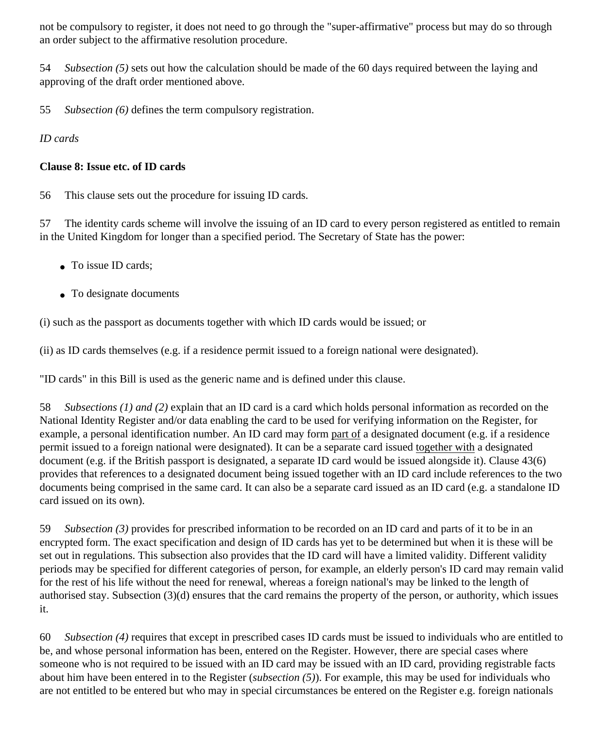not be compulsory to register, it does not need to go through the "super-affirmative" process but may do so through an order subject to the affirmative resolution procedure.

54 *Subsection (5)* sets out how the calculation should be made of the 60 days required between the laying and approving of the draft order mentioned above.

55 *Subsection (6)* defines the term compulsory registration.

*ID cards*

**Clause 8: Issue etc. of ID cards**

56 This clause sets out the procedure for issuing ID cards.

57 The identity cards scheme will involve the issuing of an ID card to every person registered as entitled to remain in the United Kingdom for longer than a specified period. The Secretary of State has the power:

- To issue ID cards;
- To designate documents

(i) such as the passport as documents together with which ID cards would be issued; or

(ii) as ID cards themselves (e.g. if a residence permit issued to a foreign national were designated).

"ID cards" in this Bill is used as the generic name and is defined under this clause.

58 *Subsections (1) and (2)* explain that an ID card is a card which holds personal information as recorded on the National Identity Register and/or data enabling the card to be used for verifying information on the Register, for example, a personal identification number. An ID card may form <u>part of</u> a designated document (e.g. if a residence permit issued to a foreign national were designated). It can be a separate card issued <u>together with</u> a designated document (e.g. if the British passport is designated, a separate ID card would be issued alongside it). Clause 43(6) provides that references to a designated document being issued together with an ID card include references to the two documents being comprised in the same card. It can also be a separate card issued as an ID card (e.g. a standalone ID card issued on its own).

59 *Subsection (3)* provides for prescribed information to be recorded on an ID card and parts of it to be in an encrypted form. The exact specification and design of ID cards has yet to be determined but when it is these will be set out in regulations. This subsection also provides that the ID card will have a limited validity. Different validity periods may be specified for different categories of person, for example, an elderly person's ID card may remain valid for the rest of his life without the need for renewal, whereas a foreign national's may be linked to the length of authorised stay. Subsection (3)(d) ensures that the card remains the property of the person, or authority, which issues it.

60 *Subsection (4)* requires that except in prescribed cases ID cards must be issued to individuals who are entitled to be, and whose personal information has been, entered on the Register. However, there are special cases where someone who is not required to be issued with an ID card may be issued with an ID card, providing registrable facts about him have been entered in to the Register (*subsection (5)*). For example, this may be used for individuals who are not entitled to be entered but who may in special circumstances be entered on the Register e.g. foreign nationals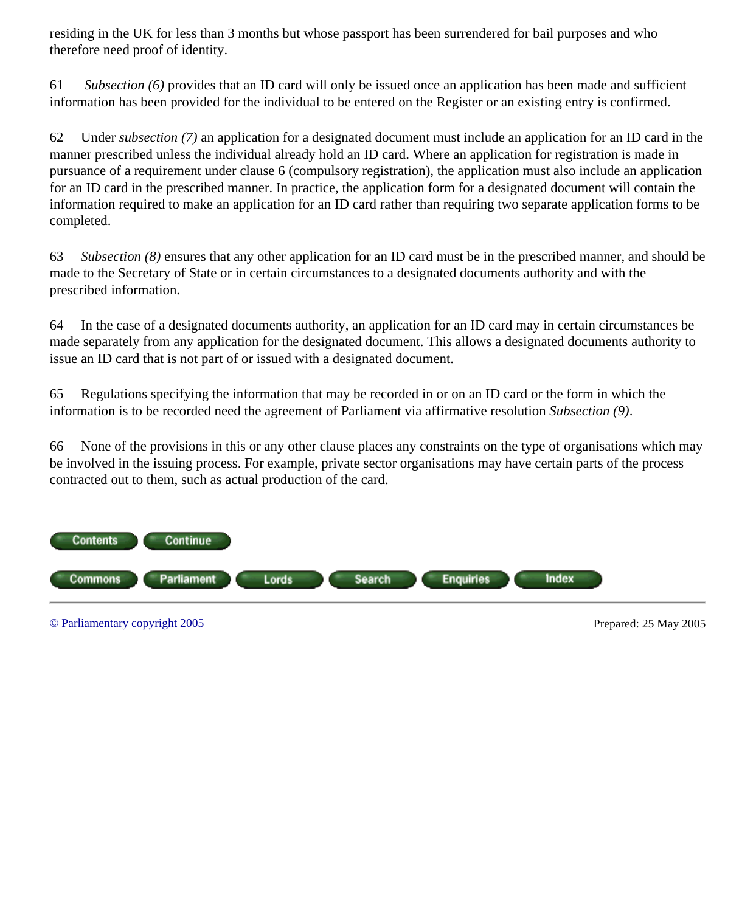residing in the UK for less than 3 months but whose passport has been surrendered for bail purposes and who therefore need proof of identity.

61 *Subsection (6)* provides that an ID card will only be issued once an application has been made and sufficient information has been provided for the individual to be entered on the Register or an existing entry is confirmed.

62 Under *subsection (7)* an application for a designated document must include an application for an ID card in the manner prescribed unless the individual already hold an ID card. Where an application for registration is made in pursuance of a requirement under clause 6 (compulsory registration), the application must also include an application for an ID card in the prescribed manner. In practice, the application form for a designated document will contain the information required to make an application for an ID card rather than requiring two separate application forms to be completed.

63 *Subsection (8)* ensures that any other application for an ID card must be in the prescribed manner, and should be made to the Secretary of State or in certain circumstances to a designated documents authority and with the prescribed information.

64 In the case of a designated documents authority, an application for an ID card may in certain circumstances be made separately from any application for the designated document. This allows a designated documents authority to issue an ID card that is not part of or issued with a designated document.

65 Regulations specifying the information that may be recorded in or on an ID card or the form in which the information is to be recorded need the agreement of Parliament via affirmative resolution *Subsection (9)*.

66 None of the provisions in this or any other clause places any constraints on the type of organisations which may be involved in the issuing process. For example, private sector organisations may have certain parts of the process contracted out to them, such as actual production of the card.

Contents Continue

Commons Parliament Lords Search Enquiries Index

© Parliamentary copyright 2005 Prepared: 25 May 2005